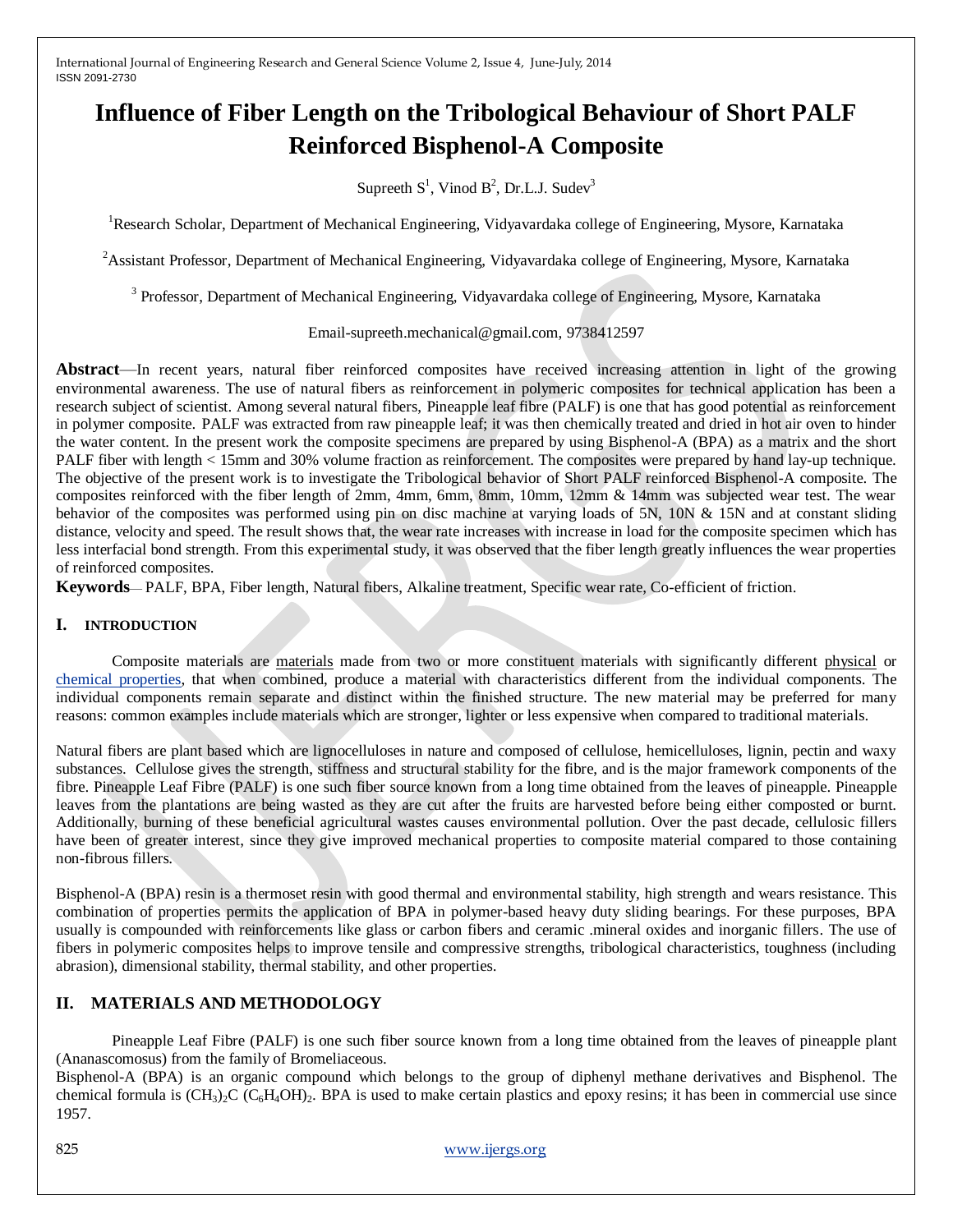# Influence of Fiber Length on the Tribological Behaviour of Short PALF Reinforced Bisphenol-A Composite

Supreeth S[1], Vinod B[2], Dr.L.J. Sudev[3]

[1]Research Scholar, Department of Mechanical Engineering, Vidyavardaka college of Engineering, Mysore, Karnataka

[2]Assistant Professor, Department of Mechanical Engineering, Vidyavardaka college of Engineering, Mysore, Karnataka

[3] Professor, Department of Mechanical Engineering, Vidyavardaka college of Engineering, Mysore, Karnataka

Email-supreeth.mechanical@gmail.com, 9738412597

**Abstract**—In recent years, natural fiber reinforced composites have received increasing attention in light of the growing environmental awareness. The use of natural fibers as reinforcement in polymeric composites for technical application has been a research subject of scientist. Among several natural fibers, Pineapple leaf fibre (PALF) is one that has good potential as reinforcement in polymer composite. PALF was extracted from raw pineapple leaf; it was then chemically treated and dried in hot air oven to hinder the water content. In the present work the composite specimens are prepared by using Bisphenol-A (BPA) as a matrix and the short PALF fiber with length < 15mm and 30% volume fraction as reinforcement. The composites were prepared by hand lay-up technique. The objective of the present work is to investigate the Tribological behavior of Short PALF reinforced Bisphenol-A composite. The composites reinforced with the fiber length of 2mm, 4mm, 6mm, 8mm, 10mm, 12mm & 14mm was subjected wear test. The wear behavior of the composites was performed using pin on disc machine at varying loads of 5N, 10N & 15N and at constant sliding distance, velocity and speed. The result shows that, the wear rate increases with increase in load for the composite specimen which has less interfacial bond strength. From this experimental study, it was observed that the fiber length greatly influences the wear properties of reinforced composites.

**Keywords**— PALF, BPA, Fiber length, Natural fibers, Alkaline treatment, Specific wear rate, Co-efficient of friction.

## I. INTRODUCTION

Composite materials are materials made from two or more constituent materials with significantly different physical or chemical properties, that when combined, produce a material with characteristics different from the individual components. The individual components remain separate and distinct within the finished structure. The new material may be preferred for many reasons: common examples include materials which are stronger, lighter or less expensive when compared to traditional materials.

Natural fibers are plant based which are lignocelluloses in nature and composed of cellulose, hemicelluloses, lignin, pectin and waxy substances. Cellulose gives the strength, stiffness and structural stability for the fibre, and is the major framework components of the fibre. Pineapple Leaf Fibre (PALF) is one such fiber source known from a long time obtained from the leaves of pineapple. Pineapple leaves from the plantations are being wasted as they are cut after the fruits are harvested before being either composted or burnt. Additionally, burning of these beneficial agricultural wastes causes environmental pollution. Over the past decade, cellulosic fillers have been of greater interest, since they give improved mechanical properties to composite material compared to those containing non-fibrous fillers.

Bisphenol-A (BPA) resin is a thermoset resin with good thermal and environmental stability, high strength and wears resistance. This combination of properties permits the application of BPA in polymer-based heavy duty sliding bearings. For these purposes, BPA usually is compounded with reinforcements like glass or carbon fibers and ceramic .mineral oxides and inorganic fillers. The use of fibers in polymeric composites helps to improve tensile and compressive strengths, tribological characteristics, toughness (including abrasion), dimensional stability, thermal stability, and other properties.

## II. MATERIALS AND METHODOLOGY

Pineapple Leaf Fibre (PALF) is one such fiber source known from a long time obtained from the leaves of pineapple plant (Ananascomosus) from the family of Bromeliaceous.

Bisphenol-A (BPA) is an organic compound which belongs to the group of diphenyl methane derivatives and Bisphenol. The chemical formula is $(CH_3)_2C(C_6H_4OH)_2$. BPA is used to make certain plastics and epoxy resins; it has been in commercial use since 1957.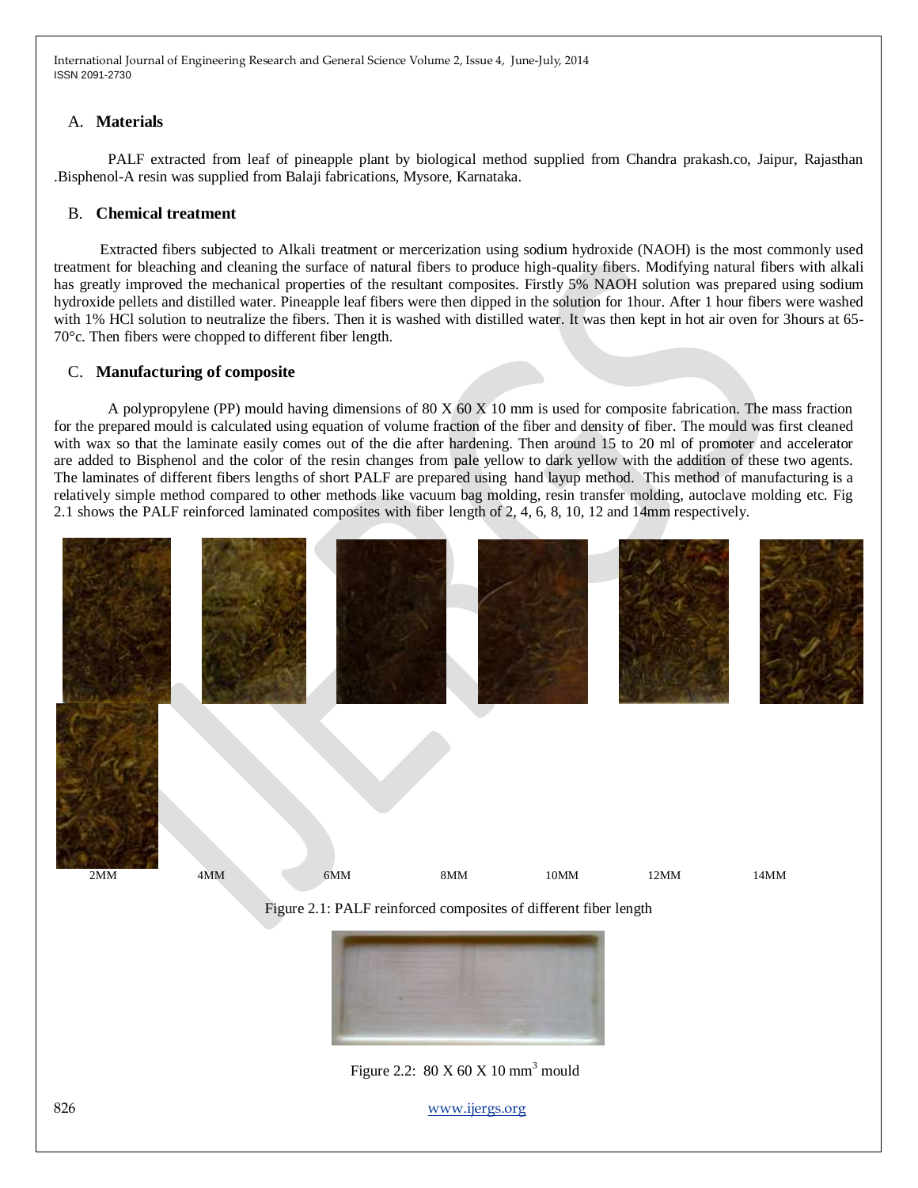## A. Materials

PALF extracted from leaf of pineapple plant by biological method supplied from Chandra prakash.co, Jaipur, Rajasthan .Bisphenol-A resin was supplied from Balaji fabrications, Mysore, Karnataka.

## B. Chemical treatment

Extracted fibers subjected to Alkali treatment or mercerization using sodium hydroxide (NAOH) is the most commonly used treatment for bleaching and cleaning the surface of natural fibers to produce high-quality fibers. Modifying natural fibers with alkali has greatly improved the mechanical properties of the resultant composites. Firstly 5% NAOH solution was prepared using sodium hydroxide pellets and distilled water. Pineapple leaf fibers were then dipped in the solution for 1hour. After 1 hour fibers were washed with 1% HCl solution to neutralize the fibers. Then it is washed with distilled water. It was then kept in hot air oven for 3hours at 65-70°c. Then fibers were chopped to different fiber length.

## C. Manufacturing of composite

A polypropylene (PP) mould having dimensions of 80 X 60 X 10 mm is used for composite fabrication. The mass fraction for the prepared mould is calculated using equation of volume fraction of the fiber and density of fiber. The mould was first cleaned with wax so that the laminate easily comes out of the die after hardening. Then around 15 to 20 ml of promoter and accelerator are added to Bisphenol and the color of the resin changes from pale yellow to dark yellow with the addition of these two agents. The laminates of different fibers lengths of short PALF are prepared using hand layup method. This method of manufacturing is a relatively simple method compared to other methods like vacuum bag molding, resin transfer molding, autoclave molding etc. Fig 2.1 shows the PALF reinforced laminated composites with fiber length of 2, 4, 6, 8, 10, 12 and 14mm respectively.

2MM 4MM 6MM 8MM 10MM 12MM 14MM

Figure 2.1: PALF reinforced composites of different fiber length

Figure 2.2: 80 X 60 X 10 $mm^3$ mould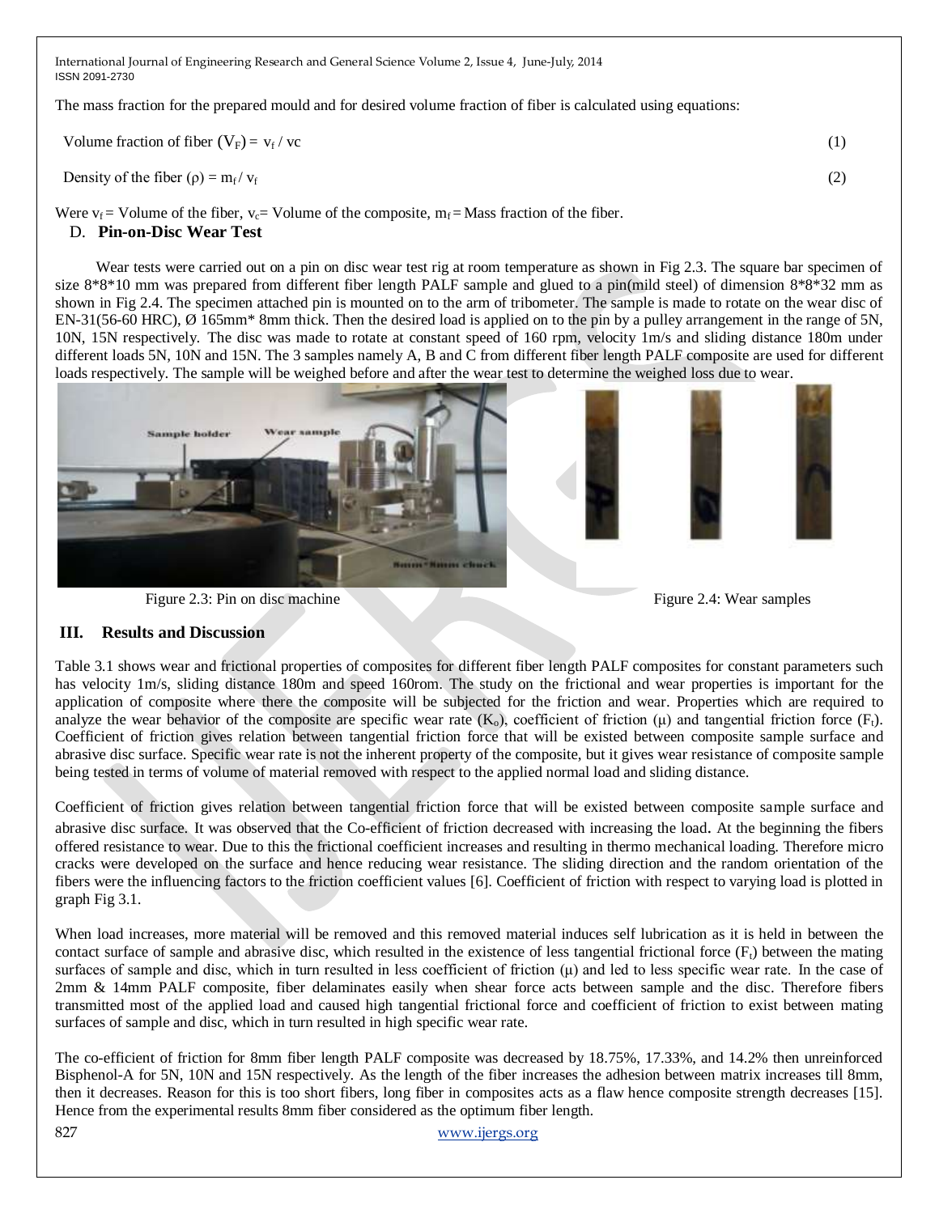The mass fraction for the prepared mould and for desired volume fraction of fiber is calculated using equations:

$$\text{Volume fraction of fiber } (V_F) = v_f / vc \quad (1)$$

$$\text{Density of the fiber } (\rho) = m_f / v_f \quad (2)$$

Were $v_f$ = Volume of the fiber, $v_c$ = Volume of the composite, $m_f$ = Mass fraction of the fiber.

### D. Pin-on-Disc Wear Test

Wear tests were carried out on a pin on disc wear test rig at room temperature as shown in Fig 2.3. The square bar specimen of size 8*8*10 mm was prepared from different fiber length PALF sample and glued to a pin(mild steel) of dimension 8*8*32 mm as shown in Fig 2.4. The specimen attached pin is mounted on to the arm of tribometer. The sample is made to rotate on the wear disc of EN-31(56-60 HRC), Ø 165mm* 8mm thick. Then the desired load is applied on to the pin by a pulley arrangement in the range of 5N, 10N, 15N respectively. The disc was made to rotate at constant speed of 160 rpm, velocity 1m/s and sliding distance 180m under different loads 5N, 10N and 15N. The 3 samples namely A, B and C from different fiber length PALF composite are used for different loads respectively. The sample will be weighed before and after the wear test to determine the weighed loss due to wear.

Figure 2.3: Pin on disc machine

Figure 2.4: Wear samples

## III. Results and Discussion

Table 3.1 shows wear and frictional properties of composites for different fiber length PALF composites for constant parameters such has velocity 1m/s, sliding distance 180m and speed 160rom. The study on the frictional and wear properties is important for the application of composite where there the composite will be subjected for the friction and wear. Properties which are required to analyze the wear behavior of the composite are specific wear rate ($K_o$), coefficient of friction (μ) and tangential friction force ($F_t$). Coefficient of friction gives relation between tangential friction force that will be existed between composite sample surface and abrasive disc surface. Specific wear rate is not the inherent property of the composite, but it gives wear resistance of composite sample being tested in terms of volume of material removed with respect to the applied normal load and sliding distance.

Coefficient of friction gives relation between tangential friction force that will be existed between composite sample surface and abrasive disc surface. It was observed that the Co-efficient of friction decreased with increasing the load. At the beginning the fibers offered resistance to wear. Due to this the frictional coefficient increases and resulting in thermo mechanical loading. Therefore micro cracks were developed on the surface and hence reducing wear resistance. The sliding direction and the random orientation of the fibers were the influencing factors to the friction coefficient values [6]. Coefficient of friction with respect to varying load is plotted in graph Fig 3.1.

When load increases, more material will be removed and this removed material induces self lubrication as it is held in between the contact surface of sample and abrasive disc, which resulted in the existence of less tangential frictional force ($F_t$) between the mating surfaces of sample and disc, which in turn resulted in less coefficient of friction (μ) and led to less specific wear rate. In the case of 2mm & 14mm PALF composite, fiber delaminates easily when shear force acts between sample and the disc. Therefore fibers transmitted most of the applied load and caused high tangential frictional force and coefficient of friction to exist between mating surfaces of sample and disc, which in turn resulted in high specific wear rate.

The co-efficient of friction for 8mm fiber length PALF composite was decreased by 18.75%, 17.33%, and 14.2% then unreinforced Bisphenol-A for 5N, 10N and 15N respectively. As the length of the fiber increases the adhesion between matrix increases till 8mm, then it decreases. Reason for this is too short fibers, long fiber in composites acts as a flaw hence composite strength decreases [15]. Hence from the experimental results 8mm fiber considered as the optimum fiber length.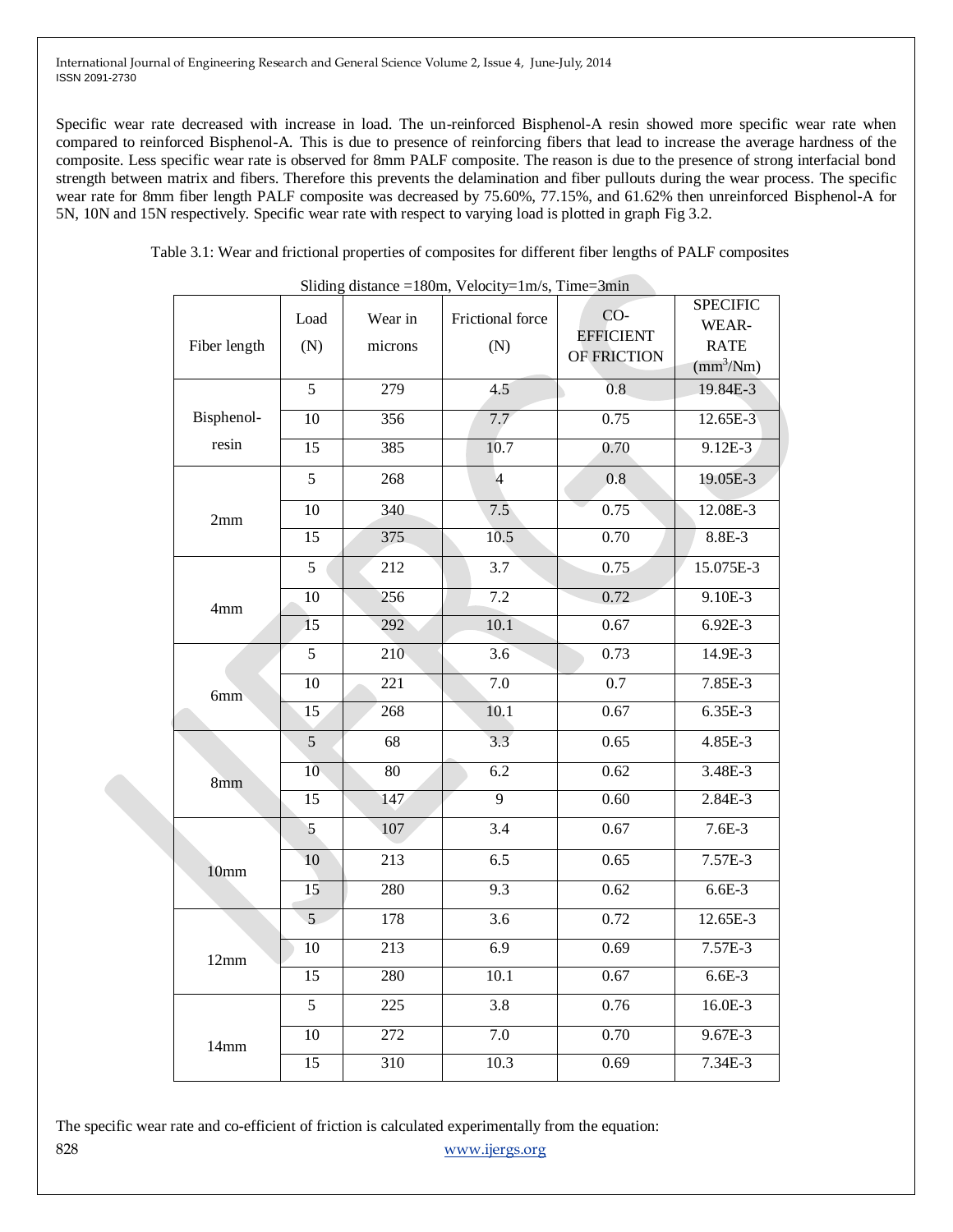Specific wear rate decreased with increase in load. The un-reinforced Bisphenol-A resin showed more specific wear rate when compared to reinforced Bisphenol-A. This is due to presence of reinforcing fibers that lead to increase the average hardness of the composite. Less specific wear rate is observed for 8mm PALF composite. The reason is due to the presence of strong interfacial bond strength between matrix and fibers. Therefore this prevents the delamination and fiber pullouts during the wear process. The specific wear rate for 8mm fiber length PALF composite was decreased by 75.60%, 77.15%, and 61.62% then unreinforced Bisphenol-A for 5N, 10N and 15N respectively. Specific wear rate with respect to varying load is plotted in graph Fig 3.2.

Table 3.1: Wear and frictional properties of composites for different fiber lengths of PALF composites

Sliding distance =180m, Velocity=1m/s, Time=3min

| Fiber length | Load (N) | Wear in microns | Frictional force (N) | CO-EFFICIENT OF FRICTION | SPECIFIC WEAR-RATE ($mm^3$/Nm) |
|---|---|---|---|---|---|
| Bisphenol-resin | 5 | 279 | 4.5 | 0.8 | 19.84E-3 |
| | 10 | 356 | 7.7 | 0.75 | 12.65E-3 |
| | 15 | 385 | 10.7 | 0.70 | 9.12E-3 |
| 2mm | 5 | 268 | 4 | 0.8 | 19.05E-3 |
| | 10 | 340 | 7.5 | 0.75 | 12.08E-3 |
| | 15 | 375 | 10.5 | 0.70 | 8.8E-3 |
| 4mm | 5 | 212 | 3.7 | 0.75 | 15.075E-3 |
| | 10 | 256 | 7.2 | 0.72 | 9.10E-3 |
| | 15 | 292 | 10.1 | 0.67 | 6.92E-3 |
| 6mm | 5 | 210 | 3.6 | 0.73 | 14.9E-3 |
| | 10 | 221 | 7.0 | 0.7 | 7.85E-3 |
| | 15 | 268 | 10.1 | 0.67 | 6.35E-3 |
| 8mm | 5 | 68 | 3.3 | 0.65 | 4.85E-3 |
| | 10 | 80 | 6.2 | 0.62 | 3.48E-3 |
| | 15 | 147 | 9 | 0.60 | 2.84E-3 |
| 10mm | 5 | 107 | 3.4 | 0.67 | 7.6E-3 |
| | 10 | 213 | 6.5 | 0.65 | 7.57E-3 |
| | 15 | 280 | 9.3 | 0.62 | 6.6E-3 |
| 12mm | 5 | 178 | 3.6 | 0.72 | 12.65E-3 |
| | 10 | 213 | 6.9 | 0.69 | 7.57E-3 |
| | 15 | 280 | 10.1 | 0.67 | 6.6E-3 |
| 14mm | 5 | 225 | 3.8 | 0.76 | 16.0E-3 |
| | 10 | 272 | 7.0 | 0.70 | 9.67E-3 |
| | 15 | 310 | 10.3 | 0.69 | 7.34E-3 |

The specific wear rate and co-efficient of friction is calculated experimentally from the equation: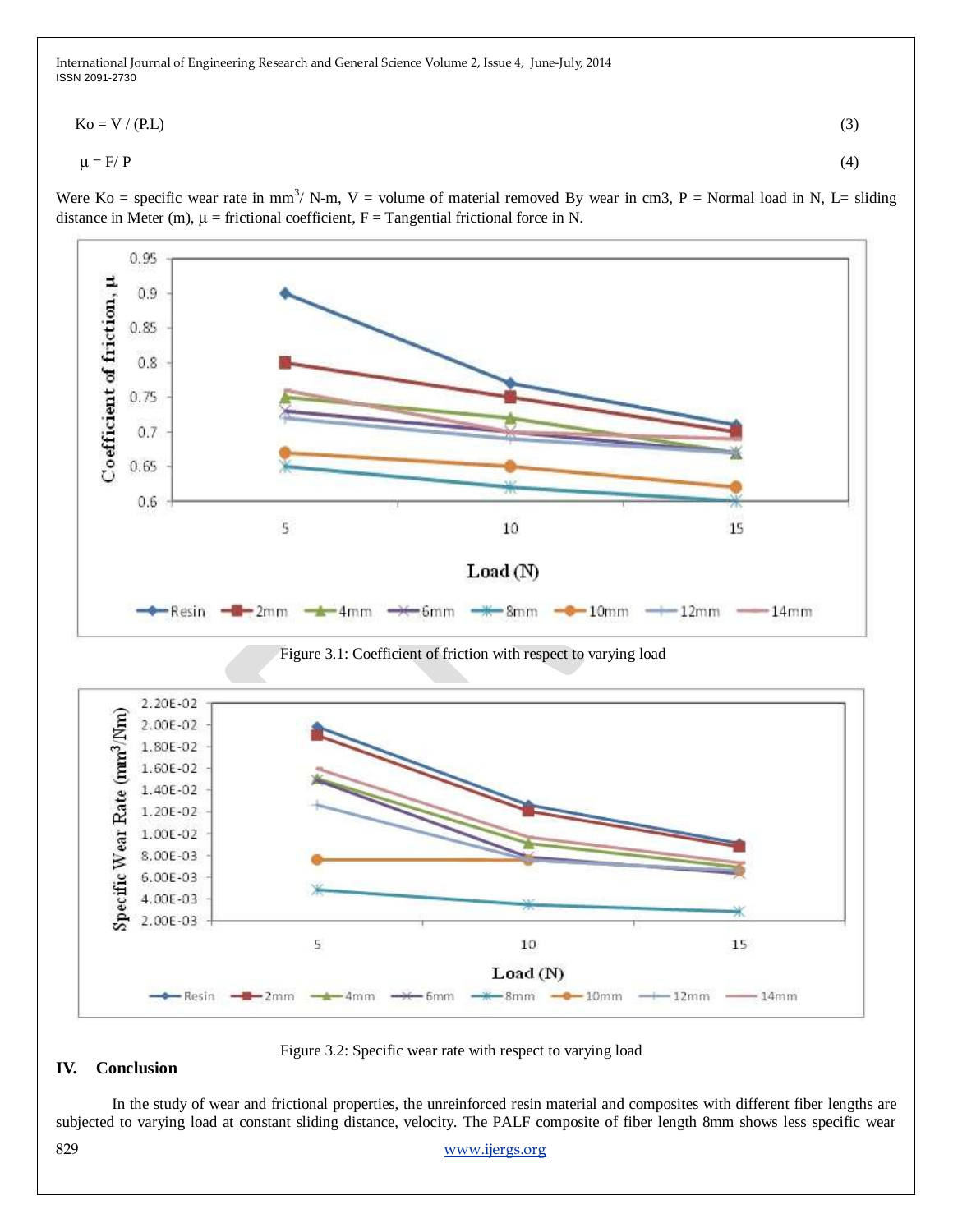$$Ko = V / (P.L) \quad (3)$$

$$\mu = F/ P \quad (4)$$

Were Ko = specific wear rate in $mm^3$/ N-m, V = volume of material removed By wear in cm3, P = Normal load in N, L= sliding distance in Meter (m), $\mu$ = frictional coefficient, F = Tangential frictional force in N.

Figure 3.1: Coefficient of friction with respect to varying load

Figure 3.2: Specific wear rate with respect to varying load

## IV. Conclusion

In the study of wear and frictional properties, the unreinforced resin material and composites with different fiber lengths are subjected to varying load at constant sliding distance, velocity. The PALF composite of fiber length 8mm shows less specific wear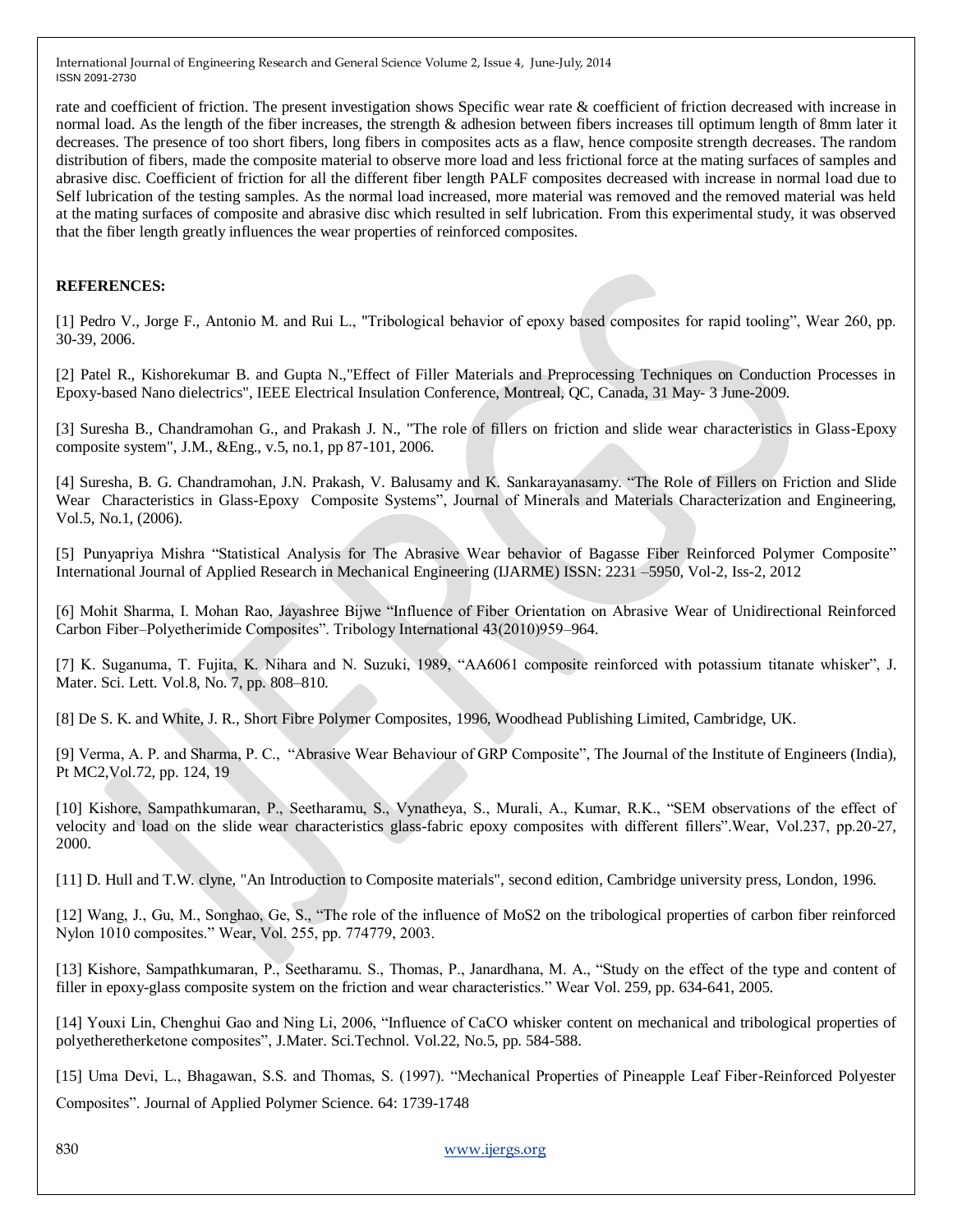rate and coefficient of friction. The present investigation shows Specific wear rate & coefficient of friction decreased with increase in normal load. As the length of the fiber increases, the strength & adhesion between fibers increases till optimum length of 8mm later it decreases. The presence of too short fibers, long fibers in composites acts as a flaw, hence composite strength decreases. The random distribution of fibers, made the composite material to observe more load and less frictional force at the mating surfaces of samples and abrasive disc. Coefficient of friction for all the different fiber length PALF composites decreased with increase in normal load due to Self lubrication of the testing samples. As the normal load increased, more material was removed and the removed material was held at the mating surfaces of composite and abrasive disc which resulted in self lubrication. From this experimental study, it was observed that the fiber length greatly influences the wear properties of reinforced composites.

**REFERENCES:**

[1] Pedro V., Jorge F., Antonio M. and Rui L., "Tribological behavior of epoxy based composites for rapid tooling", Wear 260, pp. 30-39, 2006.

[2] Patel R., Kishorekumar B. and Gupta N.,"Effect of Filler Materials and Preprocessing Techniques on Conduction Processes in Epoxy-based Nano dielectrics", IEEE Electrical Insulation Conference, Montreal, QC, Canada, 31 May- 3 June-2009.

[3] Suresha B., Chandramohan G., and Prakash J. N., "The role of fillers on friction and slide wear characteristics in Glass-Epoxy composite system", J.M., &Eng., v.5, no.1, pp 87-101, 2006.

[4] Suresha, B. G. Chandramohan, J.N. Prakash, V. Balusamy and K. Sankarayanasamy. "The Role of Fillers on Friction and Slide Wear Characteristics in Glass-Epoxy Composite Systems", Journal of Minerals and Materials Characterization and Engineering, Vol.5, No.1, (2006).

[5] Punyapriya Mishra "Statistical Analysis for The Abrasive Wear behavior of Bagasse Fiber Reinforced Polymer Composite" International Journal of Applied Research in Mechanical Engineering (IJARME) ISSN: 2231 –5950, Vol-2, Iss-2, 2012

[6] Mohit Sharma, I. Mohan Rao, Jayashree Bijwe "Influence of Fiber Orientation on Abrasive Wear of Unidirectional Reinforced Carbon Fiber–Polyetherimide Composites". Tribology International 43(2010)959–964.

[7] K. Suganuma, T. Fujita, K. Nihara and N. Suzuki, 1989, "AA6061 composite reinforced with potassium titanate whisker", J. Mater. Sci. Lett. Vol.8, No. 7, pp. 808–810.

[8] De S. K. and White, J. R., Short Fibre Polymer Composites, 1996, Woodhead Publishing Limited, Cambridge, UK.

[9] Verma, A. P. and Sharma, P. C., "Abrasive Wear Behaviour of GRP Composite", The Journal of the Institute of Engineers (India), Pt MC2,Vol.72, pp. 124, 19

[10] Kishore, Sampathkumaran, P., Seetharamu, S., Vynatheya, S., Murali, A., Kumar, R.K., "SEM observations of the effect of velocity and load on the slide wear characteristics glass-fabric epoxy composites with different fillers".Wear, Vol.237, pp.20-27, 2000.

[11] D. Hull and T.W. clyne, "An Introduction to Composite materials", second edition, Cambridge university press, London, 1996.

[12] Wang, J., Gu, M., Songhao, Ge, S., "The role of the influence of MoS2 on the tribological properties of carbon fiber reinforced Nylon 1010 composites." Wear, Vol. 255, pp. 774779, 2003.

[13] Kishore, Sampathkumaran, P., Seetharamu. S., Thomas, P., Janardhana, M. A., "Study on the effect of the type and content of filler in epoxy-glass composite system on the friction and wear characteristics." Wear Vol. 259, pp. 634-641, 2005.

[14] Youxi Lin, Chenghui Gao and Ning Li, 2006, "Influence of CaCO whisker content on mechanical and tribological properties of polyetheretherketone composites", J.Mater. Sci.Technol. Vol.22, No.5, pp. 584-588.

[15] Uma Devi, L., Bhagawan, S.S. and Thomas, S. (1997). "Mechanical Properties of Pineapple Leaf Fiber-Reinforced Polyester Composites". Journal of Applied Polymer Science. 64: 1739-1748